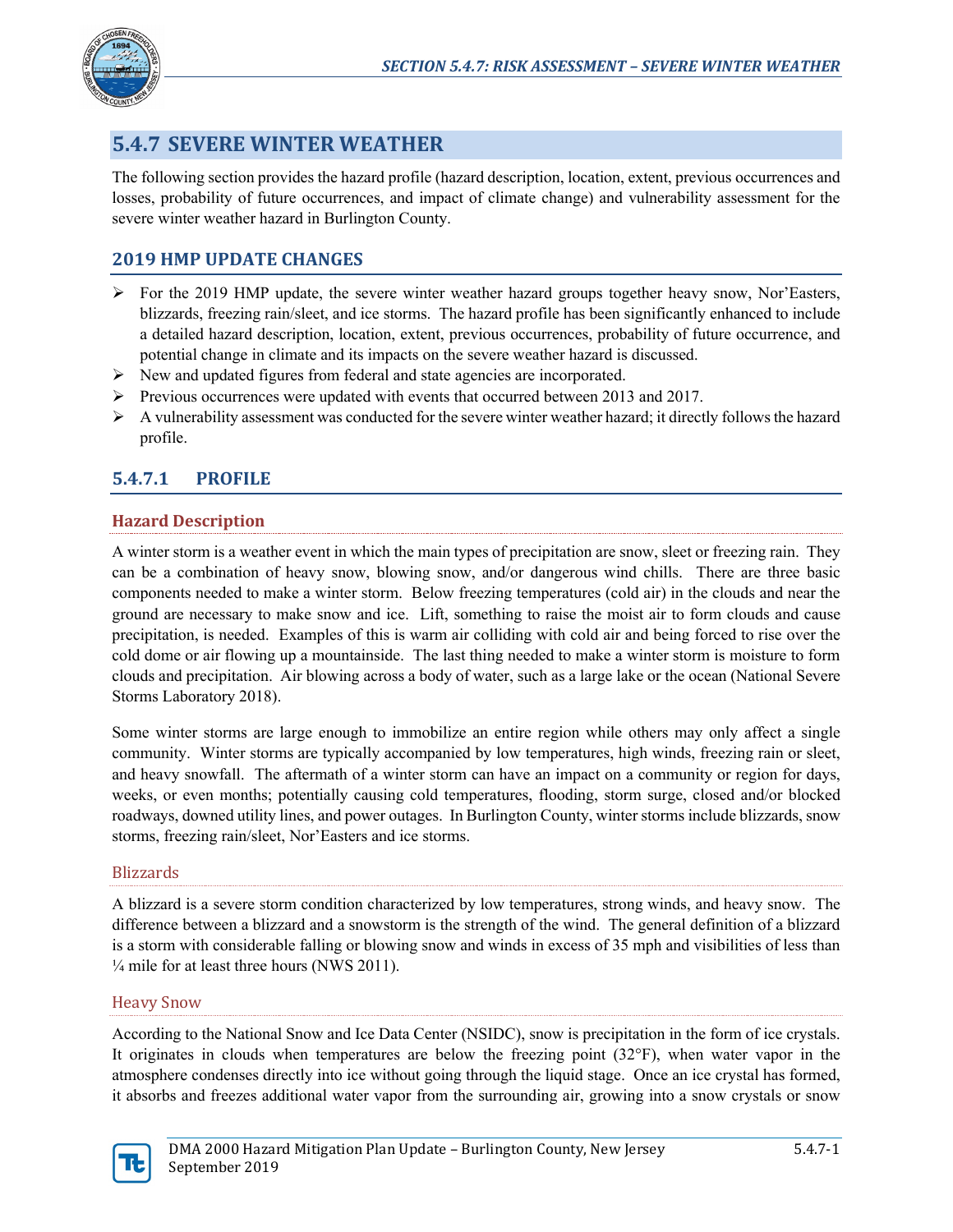## 5.4.7 SEVERE WINTER WEATHER

The following section provides the hazard profile (hazard description, location, extent, previous occurrences and losses, probability of future occurrences, and impact of climate change) and vulnerability assessment for the severe winter weather hazard in Burlington County.

### 2019 HMP UPDATE CHANGES

- For the 2019 HMP update, the severe winter weather hazard groups together heavy snow, Nor'Easters, blizzards, freezing rain/sleet, and ice storms. The hazard profile has been significantly enhanced to include a detailed hazard description, location, extent, previous occurrences, probability of future occurrence, and potential change in climate and its impacts on the severe weather hazard is discussed.
- New and updated figures from federal and state agencies are incorporated.
- Previous occurrences were updated with events that occurred between 2013 and 2017.
- A vulnerability assessment was conducted for the severe winter weather hazard; it directly follows the hazard profile.

### 5.4.7.1 PROFILE

#### Hazard Description

A winter storm is a weather event in which the main types of precipitation are snow, sleet or freezing rain. They can be a combination of heavy snow, blowing snow, and/or dangerous wind chills. There are three basic components needed to make a winter storm. Below freezing temperatures (cold air) in the clouds and near the ground are necessary to make snow and ice. Lift, something to raise the moist air to form clouds and cause precipitation, is needed. Examples of this is warm air colliding with cold air and being forced to rise over the cold dome or air flowing up a mountainside. The last thing needed to make a winter storm is moisture to form clouds and precipitation. Air blowing across a body of water, such as a large lake or the ocean (National Severe Storms Laboratory 2018).

Some winter storms are large enough to immobilize an entire region while others may only affect a single community. Winter storms are typically accompanied by low temperatures, high winds, freezing rain or sleet, and heavy snowfall. The aftermath of a winter storm can have an impact on a community or region for days, weeks, or even months; potentially causing cold temperatures, flooding, storm surge, closed and/or blocked roadways, downed utility lines, and power outages. In Burlington County, winter storms include blizzards, snow storms, freezing rain/sleet, Nor'Easters and ice storms.

##### Blizzards

A blizzard is a severe storm condition characterized by low temperatures, strong winds, and heavy snow. The difference between a blizzard and a snowstorm is the strength of the wind. The general definition of a blizzard is a storm with considerable falling or blowing snow and winds in excess of 35 mph and visibilities of less than ¼ mile for at least three hours (NWS 2011).

##### Heavy Snow

According to the National Snow and Ice Data Center (NSIDC), snow is precipitation in the form of ice crystals. It originates in clouds when temperatures are below the freezing point (32°F), when water vapor in the atmosphere condenses directly into ice without going through the liquid stage. Once an ice crystal has formed, it absorbs and freezes additional water vapor from the surrounding air, growing into a snow crystals or snow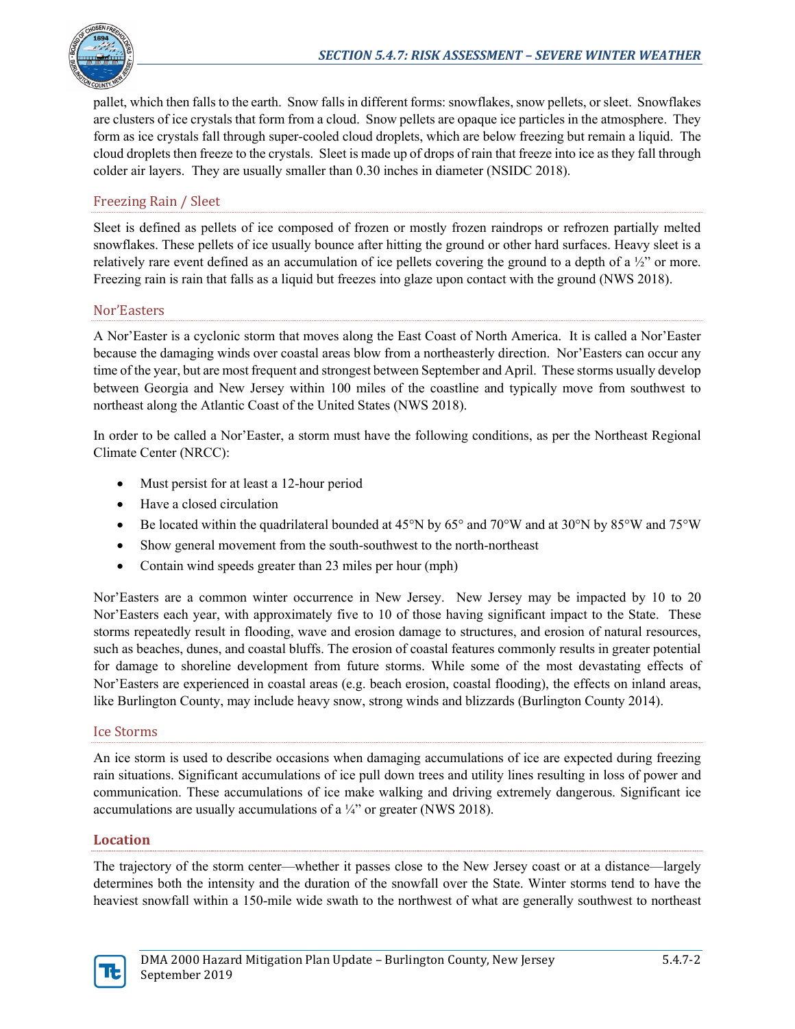pallet, which then falls to the earth. Snow falls in different forms: snowflakes, snow pellets, or sleet. Snowflakes are clusters of ice crystals that form from a cloud. Snow pellets are opaque ice particles in the atmosphere. They form as ice crystals fall through super-cooled cloud droplets, which are below freezing but remain a liquid. The cloud droplets then freeze to the crystals. Sleet is made up of drops of rain that freeze into ice as they fall through colder air layers. They are usually smaller than 0.30 inches in diameter (NSIDC 2018).

### Freezing Rain / Sleet

Sleet is defined as pellets of ice composed of frozen or mostly frozen raindrops or refrozen partially melted snowflakes. These pellets of ice usually bounce after hitting the ground or other hard surfaces. Heavy sleet is a relatively rare event defined as an accumulation of ice pellets covering the ground to a depth of a ½" or more. Freezing rain is rain that falls as a liquid but freezes into glaze upon contact with the ground (NWS 2018).

### Nor'Easters

A Nor'Easter is a cyclonic storm that moves along the East Coast of North America. It is called a Nor'Easter because the damaging winds over coastal areas blow from a northeasterly direction. Nor'Easters can occur any time of the year, but are most frequent and strongest between September and April. These storms usually develop between Georgia and New Jersey within 100 miles of the coastline and typically move from southwest to northeast along the Atlantic Coast of the United States (NWS 2018).

In order to be called a Nor'Easter, a storm must have the following conditions, as per the Northeast Regional Climate Center (NRCC):

- Must persist for at least a 12-hour period
- Have a closed circulation
- Be located within the quadrilateral bounded at 45°N by 65° and 70°W and at 30°N by 85°W and 75°W
- Show general movement from the south-southwest to the north-northeast
- Contain wind speeds greater than 23 miles per hour (mph)

Nor'Easters are a common winter occurrence in New Jersey. New Jersey may be impacted by 10 to 20 Nor'Easters each year, with approximately five to 10 of those having significant impact to the State. These storms repeatedly result in flooding, wave and erosion damage to structures, and erosion of natural resources, such as beaches, dunes, and coastal bluffs. The erosion of coastal features commonly results in greater potential for damage to shoreline development from future storms. While some of the most devastating effects of Nor'Easters are experienced in coastal areas (e.g. beach erosion, coastal flooding), the effects on inland areas, like Burlington County, may include heavy snow, strong winds and blizzards (Burlington County 2014).

### Ice Storms

An ice storm is used to describe occasions when damaging accumulations of ice are expected during freezing rain situations. Significant accumulations of ice pull down trees and utility lines resulting in loss of power and communication. These accumulations of ice make walking and driving extremely dangerous. Significant ice accumulations are usually accumulations of a ¼" or greater (NWS 2018).

## Location

The trajectory of the storm center—whether it passes close to the New Jersey coast or at a distance—largely determines both the intensity and the duration of the snowfall over the State. Winter storms tend to have the heaviest snowfall within a 150-mile wide swath to the northwest of what are generally southwest to northeast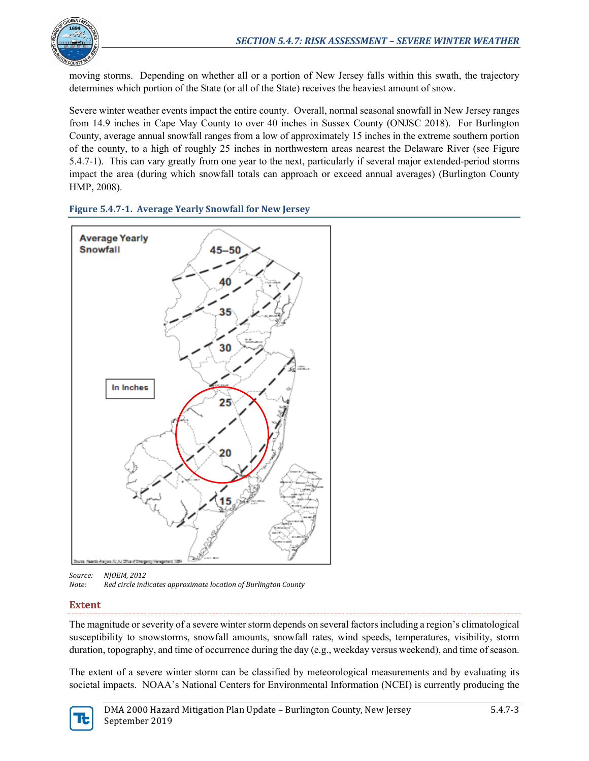moving storms. Depending on whether all or a portion of New Jersey falls within this swath, the trajectory determines which portion of the State (or all of the State) receives the heaviest amount of snow.

Severe winter weather events impact the entire county. Overall, normal seasonal snowfall in New Jersey ranges from 14.9 inches in Cape May County to over 40 inches in Sussex County (ONJSC 2018). For Burlington County, average annual snowfall ranges from a low of approximately 15 inches in the extreme southern portion of the county, to a high of roughly 25 inches in northwestern areas nearest the Delaware River (see Figure 5.4.7-1). This can vary greatly from one year to the next, particularly if several major extended-period storms impact the area (during which snowfall totals can approach or exceed annual averages) (Burlington County HMP, 2008).

**Figure 5.4.7-1. Average Yearly Snowfall for New Jersey**

*Source: NJOEM, 2012*
*Note: Red circle indicates approximate location of Burlington County*

## Extent

The magnitude or severity of a severe winter storm depends on several factors including a region's climatological susceptibility to snowstorms, snowfall amounts, snowfall rates, wind speeds, temperatures, visibility, storm duration, topography, and time of occurrence during the day (e.g., weekday versus weekend), and time of season.

The extent of a severe winter storm can be classified by meteorological measurements and by evaluating its societal impacts. NOAA's National Centers for Environmental Information (NCEI) is currently producing the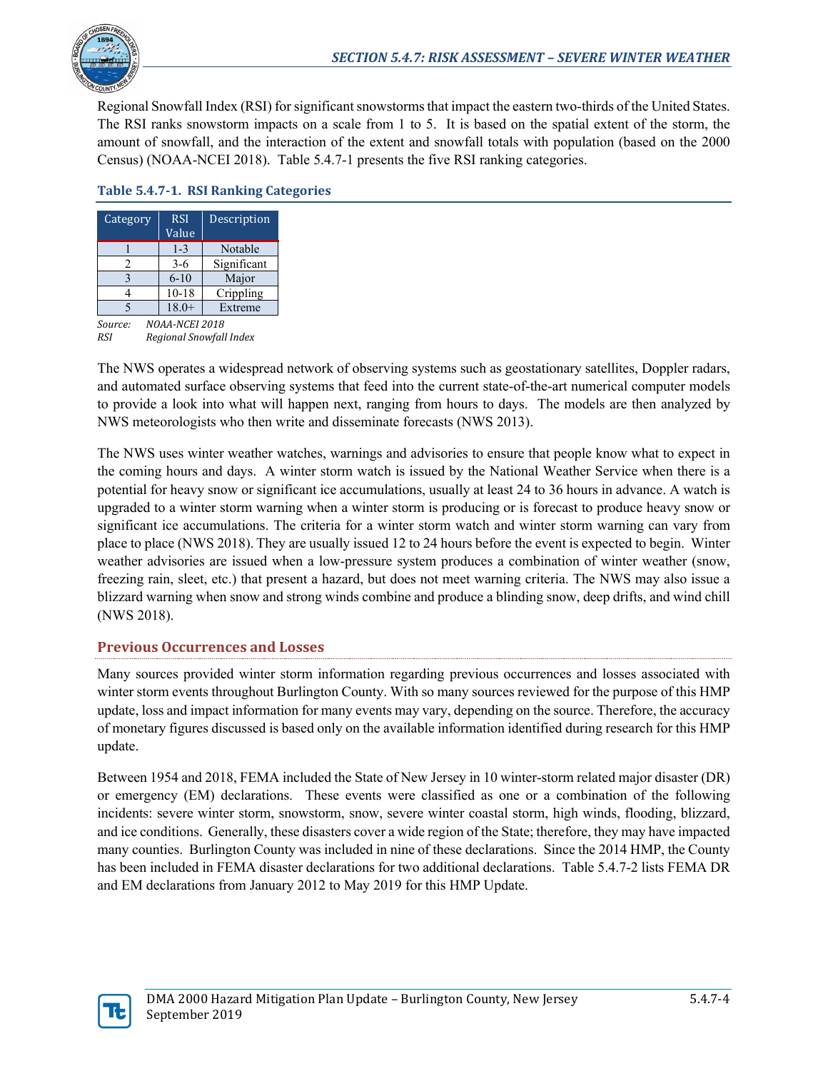Regional Snowfall Index (RSI) for significant snowstorms that impact the eastern two-thirds of the United States. The RSI ranks snowstorm impacts on a scale from 1 to 5. It is based on the spatial extent of the storm, the amount of snowfall, and the interaction of the extent and snowfall totals with population (based on the 2000 Census) (NOAA-NCEI 2018). Table 5.4.7-1 presents the five RSI ranking categories.

**Table 5.4.7-1. RSI Ranking Categories**

| Category | RSI Value | Description |
|---|---|---|
| 1 | 1-3 | Notable |
| 2 | 3-6 | Significant |
| 3 | 6-10 | Major |
| 4 | 10-18 | Crippling |
| 5 | 18.0+ | Extreme |

*Source: NOAA-NCEI 2018*
*RSI Regional Snowfall Index*

The NWS operates a widespread network of observing systems such as geostationary satellites, Doppler radars, and automated surface observing systems that feed into the current state-of-the-art numerical computer models to provide a look into what will happen next, ranging from hours to days. The models are then analyzed by NWS meteorologists who then write and disseminate forecasts (NWS 2013).

The NWS uses winter weather watches, warnings and advisories to ensure that people know what to expect in the coming hours and days. A winter storm watch is issued by the National Weather Service when there is a potential for heavy snow or significant ice accumulations, usually at least 24 to 36 hours in advance. A watch is upgraded to a winter storm warning when a winter storm is producing or is forecast to produce heavy snow or significant ice accumulations. The criteria for a winter storm watch and winter storm warning can vary from place to place (NWS 2018). They are usually issued 12 to 24 hours before the event is expected to begin. Winter weather advisories are issued when a low-pressure system produces a combination of winter weather (snow, freezing rain, sleet, etc.) that present a hazard, but does not meet warning criteria. The NWS may also issue a blizzard warning when snow and strong winds combine and produce a blinding snow, deep drifts, and wind chill (NWS 2018).

## Previous Occurrences and Losses

Many sources provided winter storm information regarding previous occurrences and losses associated with winter storm events throughout Burlington County. With so many sources reviewed for the purpose of this HMP update, loss and impact information for many events may vary, depending on the source. Therefore, the accuracy of monetary figures discussed is based only on the available information identified during research for this HMP update.

Between 1954 and 2018, FEMA included the State of New Jersey in 10 winter-storm related major disaster (DR) or emergency (EM) declarations. These events were classified as one or a combination of the following incidents: severe winter storm, snowstorm, snow, severe winter coastal storm, high winds, flooding, blizzard, and ice conditions. Generally, these disasters cover a wide region of the State; therefore, they may have impacted many counties. Burlington County was included in nine of these declarations. Since the 2014 HMP, the County has been included in FEMA disaster declarations for two additional declarations. Table 5.4.7-2 lists FEMA DR and EM declarations from January 2012 to May 2019 for this HMP Update.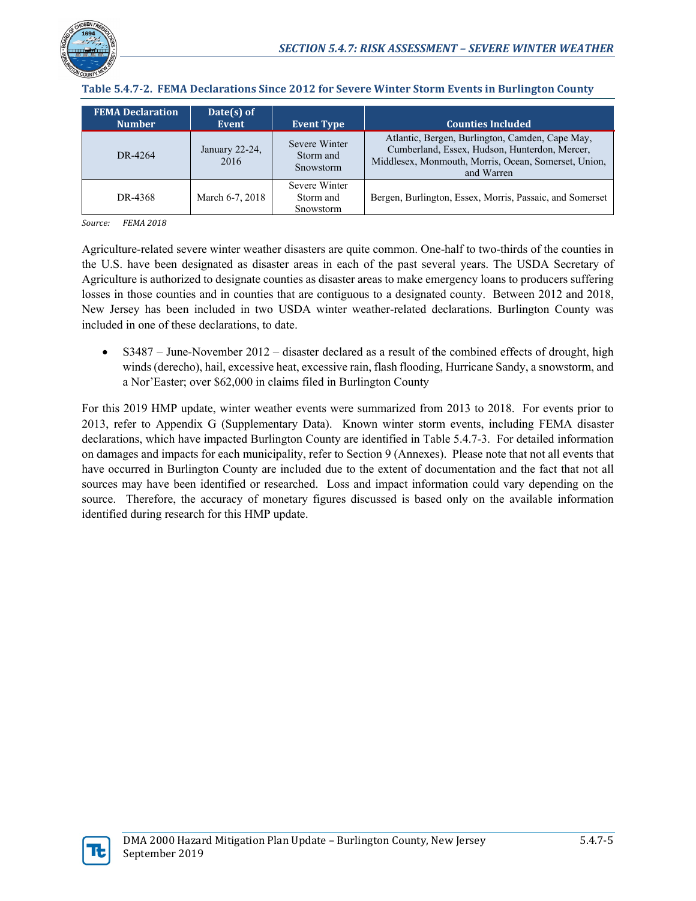**Table 5.4.7-2. FEMA Declarations Since 2012 for Severe Winter Storm Events in Burlington County**

| FEMA Declaration Number | Date(s) of Event | Event Type | Counties Included |
|---|---|---|---|
| DR-4264 | January 22-24, 2016 | Severe Winter Storm and Snowstorm | Atlantic, Bergen, Burlington, Camden, Cape May, Cumberland, Essex, Hudson, Hunterdon, Mercer, Middlesex, Monmouth, Morris, Ocean, Somerset, Union, and Warren |
| DR-4368 | March 6-7, 2018 | Severe Winter Storm and Snowstorm | Bergen, Burlington, Essex, Morris, Passaic, and Somerset |

*Source: FEMA 2018*

Agriculture-related severe winter weather disasters are quite common. One-half to two-thirds of the counties in the U.S. have been designated as disaster areas in each of the past several years. The USDA Secretary of Agriculture is authorized to designate counties as disaster areas to make emergency loans to producers suffering losses in those counties and in counties that are contiguous to a designated county. Between 2012 and 2018, New Jersey has been included in two USDA winter weather-related declarations. Burlington County was included in one of these declarations, to date.

- S3487 – June-November 2012 – disaster declared as a result of the combined effects of drought, high winds (derecho), hail, excessive heat, excessive rain, flash flooding, Hurricane Sandy, a snowstorm, and a Nor'Easter; over $62,000 in claims filed in Burlington County

For this 2019 HMP update, winter weather events were summarized from 2013 to 2018. For events prior to 2013, refer to Appendix G (Supplementary Data). Known winter storm events, including FEMA disaster declarations, which have impacted Burlington County are identified in Table 5.4.7-3. For detailed information on damages and impacts for each municipality, refer to Section 9 (Annexes). Please note that not all events that have occurred in Burlington County are included due to the extent of documentation and the fact that not all sources may have been identified or researched. Loss and impact information could vary depending on the source. Therefore, the accuracy of monetary figures discussed is based only on the available information identified during research for this HMP update.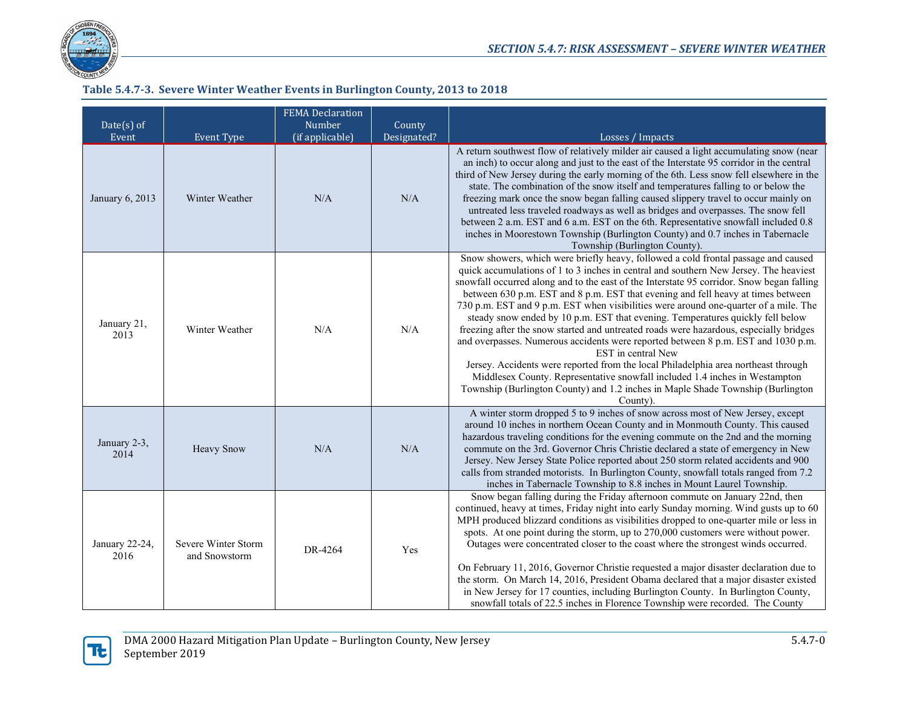**Table 5.4.7-3. Severe Winter Weather Events in Burlington County, 2013 to 2018**

| Date(s) of Event | Event Type | FEMA Declaration Number (if applicable) | County Designated? | Losses / Impacts |
|---|---|---|---|---|
| January 6, 2013 | Winter Weather | N/A | N/A | A return southwest flow of relatively milder air caused a light accumulating snow (near an inch) to occur along and just to the east of the Interstate 95 corridor in the central third of New Jersey during the early morning of the 6th. Less snow fell elsewhere in the state. The combination of the snow itself and temperatures falling to or below the freezing mark once the snow began falling caused slippery travel to occur mainly on untreated less traveled roadways as well as bridges and overpasses. The snow fell between 2 a.m. EST and 6 a.m. EST on the 6th. Representative snowfall included 0.8 inches in Moorestown Township (Burlington County) and 0.7 inches in Tabernacle Township (Burlington County). |
| January 21, 2013 | Winter Weather | N/A | N/A | Snow showers, which were briefly heavy, followed a cold frontal passage and caused quick accumulations of 1 to 3 inches in central and southern New Jersey. The heaviest snowfall occurred along and to the east of the Interstate 95 corridor. Snow began falling between 630 p.m. EST and 8 p.m. EST that evening and fell heavy at times between 730 p.m. EST and 9 p.m. EST when visibilities were around one-quarter of a mile. The steady snow ended by 10 p.m. EST that evening. Temperatures quickly fell below freezing after the snow started and untreated roads were hazardous, especially bridges and overpasses. Numerous accidents were reported between 8 p.m. EST and 1030 p.m. EST in central New Jersey. Accidents were reported from the local Philadelphia area northeast through Middlesex County. Representative snowfall included 1.4 inches in Westampton Township (Burlington County) and 1.2 inches in Maple Shade Township (Burlington County). |
| January 2-3, 2014 | Heavy Snow | N/A | N/A | A winter storm dropped 5 to 9 inches of snow across most of New Jersey, except around 10 inches in northern Ocean County and in Monmouth County. This caused hazardous traveling conditions for the evening commute on the 2nd and the morning commute on the 3rd. Governor Chris Christie declared a state of emergency in New Jersey. New Jersey State Police reported about 250 storm related accidents and 900 calls from stranded motorists. In Burlington County, snowfall totals ranged from 7.2 inches in Tabernacle Township to 8.8 inches in Mount Laurel Township. |
| January 22-24, 2016 | Severe Winter Storm and Snowstorm | DR-4264 | Yes | Snow began falling during the Friday afternoon commute on January 22nd, then continued, heavy at times, Friday night into early Sunday morning. Wind gusts up to 60 MPH produced blizzard conditions as visibilities dropped to one-quarter mile or less in spots. At one point during the storm, up to 270,000 customers were without power. Outages were concentrated closer to the coast where the strongest winds occurred.<br><br>On February 11, 2016, Governor Christie requested a major disaster declaration due to the storm. On March 14, 2016, President Obama declared that a major disaster existed in New Jersey for 17 counties, including Burlington County. In Burlington County, snowfall totals of 22.5 inches in Florence Township were recorded. The County |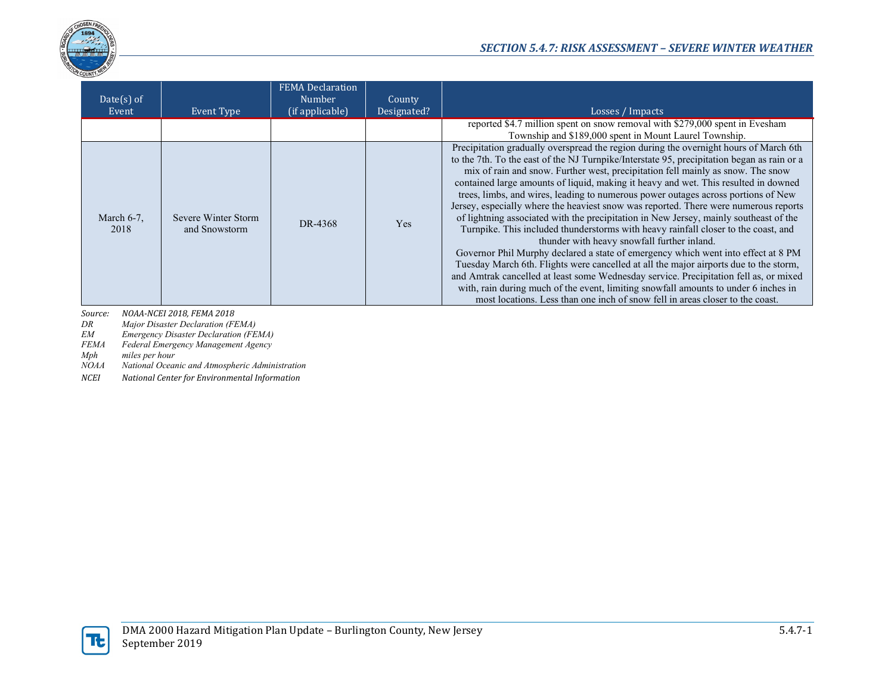| Date(s) of Event | Event Type | FEMA Declaration Number (if applicable) | County Designated? | Losses / Impacts |
|---|---|---|---|---|
| | | | | reported $4.7 million spent on snow removal with $279,000 spent in Evesham Township and $189,000 spent in Mount Laurel Township. |
| March 6-7, 2018 | Severe Winter Storm and Snowstorm | DR-4368 | Yes | Precipitation gradually overspread the region during the overnight hours of March 6th to the 7th. To the east of the NJ Turnpike/Interstate 95, precipitation began as rain or a mix of rain and snow. Further west, precipitation fell mainly as snow. The snow contained large amounts of liquid, making it heavy and wet. This resulted in downed trees, limbs, and wires, leading to numerous power outages across portions of New Jersey, especially where the heaviest snow was reported. There were numerous reports of lightning associated with the precipitation in New Jersey, mainly southeast of the Turnpike. This included thunderstorms with heavy rainfall closer to the coast, and thunder with heavy snowfall further inland. Governor Phil Murphy declared a state of emergency which went into effect at 8 PM Tuesday March 6th. Flights were cancelled at all the major airports due to the storm, and Amtrak cancelled at least some Wednesday service. Precipitation fell as, or mixed with, rain during much of the event, limiting snowfall amounts to under 6 inches in most locations. Less than one inch of snow fell in areas closer to the coast. |

*Source: NOAA-NCEI 2018, FEMA 2018*

*DR Major Disaster Declaration (FEMA)*

*EM Emergency Disaster Declaration (FEMA)*

*FEMA Federal Emergency Management Agency*

*Mph miles per hour*

*NOAA National Oceanic and Atmospheric Administration*

*NCEI National Center for Environmental Information*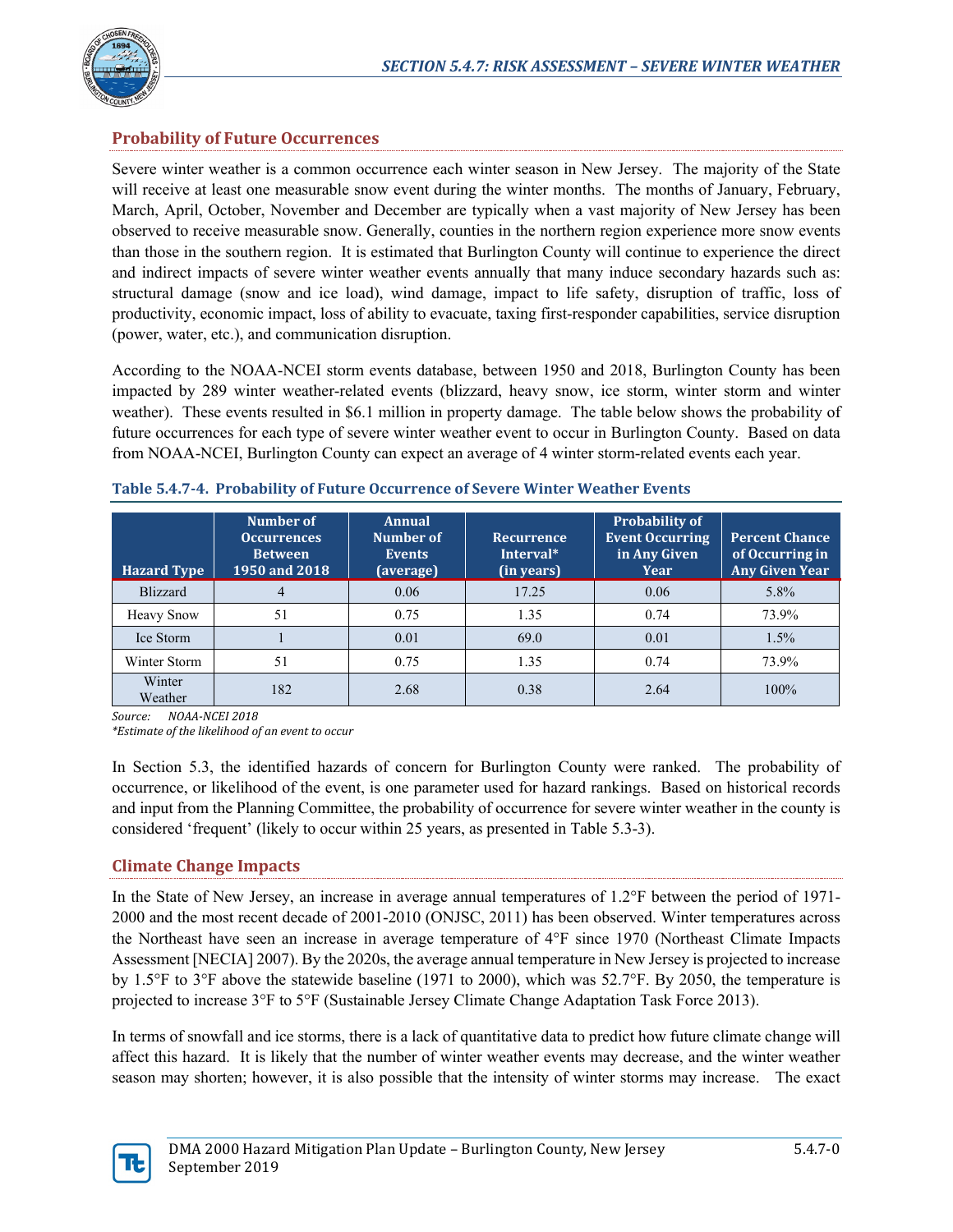## Probability of Future Occurrences

Severe winter weather is a common occurrence each winter season in New Jersey. The majority of the State will receive at least one measurable snow event during the winter months. The months of January, February, March, April, October, November and December are typically when a vast majority of New Jersey has been observed to receive measurable snow. Generally, counties in the northern region experience more snow events than those in the southern region. It is estimated that Burlington County will continue to experience the direct and indirect impacts of severe winter weather events annually that many induce secondary hazards such as: structural damage (snow and ice load), wind damage, impact to life safety, disruption of traffic, loss of productivity, economic impact, loss of ability to evacuate, taxing first-responder capabilities, service disruption (power, water, etc.), and communication disruption.

According to the NOAA-NCEI storm events database, between 1950 and 2018, Burlington County has been impacted by 289 winter weather-related events (blizzard, heavy snow, ice storm, winter storm and winter weather). These events resulted in $6.1 million in property damage. The table below shows the probability of future occurrences for each type of severe winter weather event to occur in Burlington County. Based on data from NOAA-NCEI, Burlington County can expect an average of 4 winter storm-related events each year.

**Table 5.4.7-4. Probability of Future Occurrence of Severe Winter Weather Events**

| Hazard Type | Number of Occurrences Between 1950 and 2018 | Annual Number of Events (average) | Recurrence Interval* (in years) | Probability of Event Occurring in Any Given Year | Percent Chance of Occurring in Any Given Year |
|---|---|---|---|---|---|
| Blizzard | 4 | 0.06 | 17.25 | 0.06 | 5.8% |
| Heavy Snow | 51 | 0.75 | 1.35 | 0.74 | 73.9% |
| Ice Storm | 1 | 0.01 | 69.0 | 0.01 | 1.5% |
| Winter Storm | 51 | 0.75 | 1.35 | 0.74 | 73.9% |
| Winter Weather | 182 | 2.68 | 0.38 | 2.64 | 100% |

*Source: NOAA-NCEI 2018*
*\*Estimate of the likelihood of an event to occur*

In Section 5.3, the identified hazards of concern for Burlington County were ranked. The probability of occurrence, or likelihood of the event, is one parameter used for hazard rankings. Based on historical records and input from the Planning Committee, the probability of occurrence for severe winter weather in the county is considered 'frequent' (likely to occur within 25 years, as presented in Table 5.3-3).

## Climate Change Impacts

In the State of New Jersey, an increase in average annual temperatures of 1.2°F between the period of 1971-2000 and the most recent decade of 2001-2010 (ONJSC, 2011) has been observed. Winter temperatures across the Northeast have seen an increase in average temperature of 4°F since 1970 (Northeast Climate Impacts Assessment [NECIA] 2007). By the 2020s, the average annual temperature in New Jersey is projected to increase by 1.5°F to 3°F above the statewide baseline (1971 to 2000), which was 52.7°F. By 2050, the temperature is projected to increase 3°F to 5°F (Sustainable Jersey Climate Change Adaptation Task Force 2013).

In terms of snowfall and ice storms, there is a lack of quantitative data to predict how future climate change will affect this hazard. It is likely that the number of winter weather events may decrease, and the winter weather season may shorten; however, it is also possible that the intensity of winter storms may increase. The exact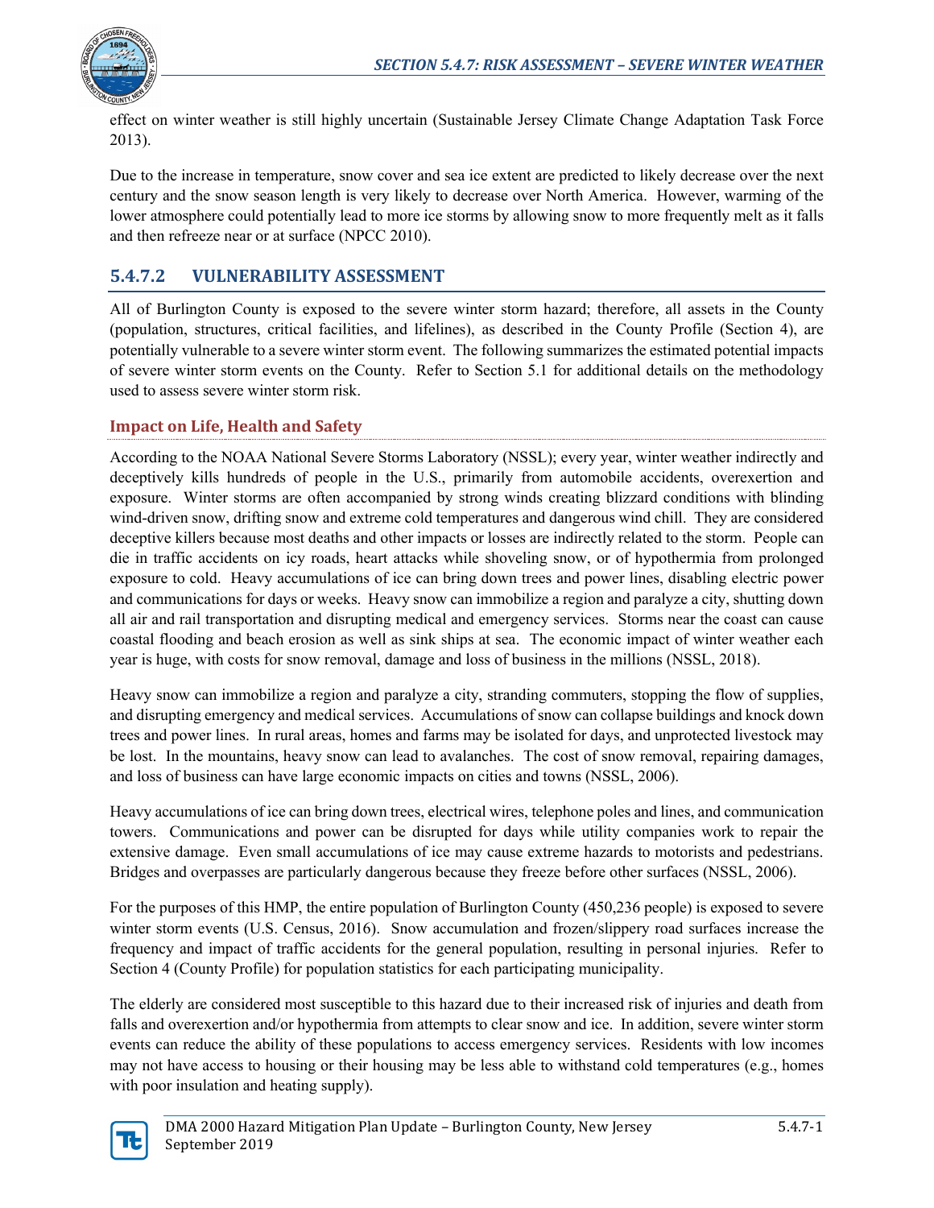effect on winter weather is still highly uncertain (Sustainable Jersey Climate Change Adaptation Task Force 2013).

Due to the increase in temperature, snow cover and sea ice extent are predicted to likely decrease over the next century and the snow season length is very likely to decrease over North America. However, warming of the lower atmosphere could potentially lead to more ice storms by allowing snow to more frequently melt as it falls and then refreeze near or at surface (NPCC 2010).

## 5.4.7.2 VULNERABILITY ASSESSMENT

All of Burlington County is exposed to the severe winter storm hazard; therefore, all assets in the County (population, structures, critical facilities, and lifelines), as described in the County Profile (Section 4), are potentially vulnerable to a severe winter storm event. The following summarizes the estimated potential impacts of severe winter storm events on the County. Refer to Section 5.1 for additional details on the methodology used to assess severe winter storm risk.

### Impact on Life, Health and Safety

According to the NOAA National Severe Storms Laboratory (NSSL); every year, winter weather indirectly and deceptively kills hundreds of people in the U.S., primarily from automobile accidents, overexertion and exposure. Winter storms are often accompanied by strong winds creating blizzard conditions with blinding wind-driven snow, drifting snow and extreme cold temperatures and dangerous wind chill. They are considered deceptive killers because most deaths and other impacts or losses are indirectly related to the storm. People can die in traffic accidents on icy roads, heart attacks while shoveling snow, or of hypothermia from prolonged exposure to cold. Heavy accumulations of ice can bring down trees and power lines, disabling electric power and communications for days or weeks. Heavy snow can immobilize a region and paralyze a city, shutting down all air and rail transportation and disrupting medical and emergency services. Storms near the coast can cause coastal flooding and beach erosion as well as sink ships at sea. The economic impact of winter weather each year is huge, with costs for snow removal, damage and loss of business in the millions (NSSL, 2018).

Heavy snow can immobilize a region and paralyze a city, stranding commuters, stopping the flow of supplies, and disrupting emergency and medical services. Accumulations of snow can collapse buildings and knock down trees and power lines. In rural areas, homes and farms may be isolated for days, and unprotected livestock may be lost. In the mountains, heavy snow can lead to avalanches. The cost of snow removal, repairing damages, and loss of business can have large economic impacts on cities and towns (NSSL, 2006).

Heavy accumulations of ice can bring down trees, electrical wires, telephone poles and lines, and communication towers. Communications and power can be disrupted for days while utility companies work to repair the extensive damage. Even small accumulations of ice may cause extreme hazards to motorists and pedestrians. Bridges and overpasses are particularly dangerous because they freeze before other surfaces (NSSL, 2006).

For the purposes of this HMP, the entire population of Burlington County (450,236 people) is exposed to severe winter storm events (U.S. Census, 2016). Snow accumulation and frozen/slippery road surfaces increase the frequency and impact of traffic accidents for the general population, resulting in personal injuries. Refer to Section 4 (County Profile) for population statistics for each participating municipality.

The elderly are considered most susceptible to this hazard due to their increased risk of injuries and death from falls and overexertion and/or hypothermia from attempts to clear snow and ice. In addition, severe winter storm events can reduce the ability of these populations to access emergency services. Residents with low incomes may not have access to housing or their housing may be less able to withstand cold temperatures (e.g., homes with poor insulation and heating supply).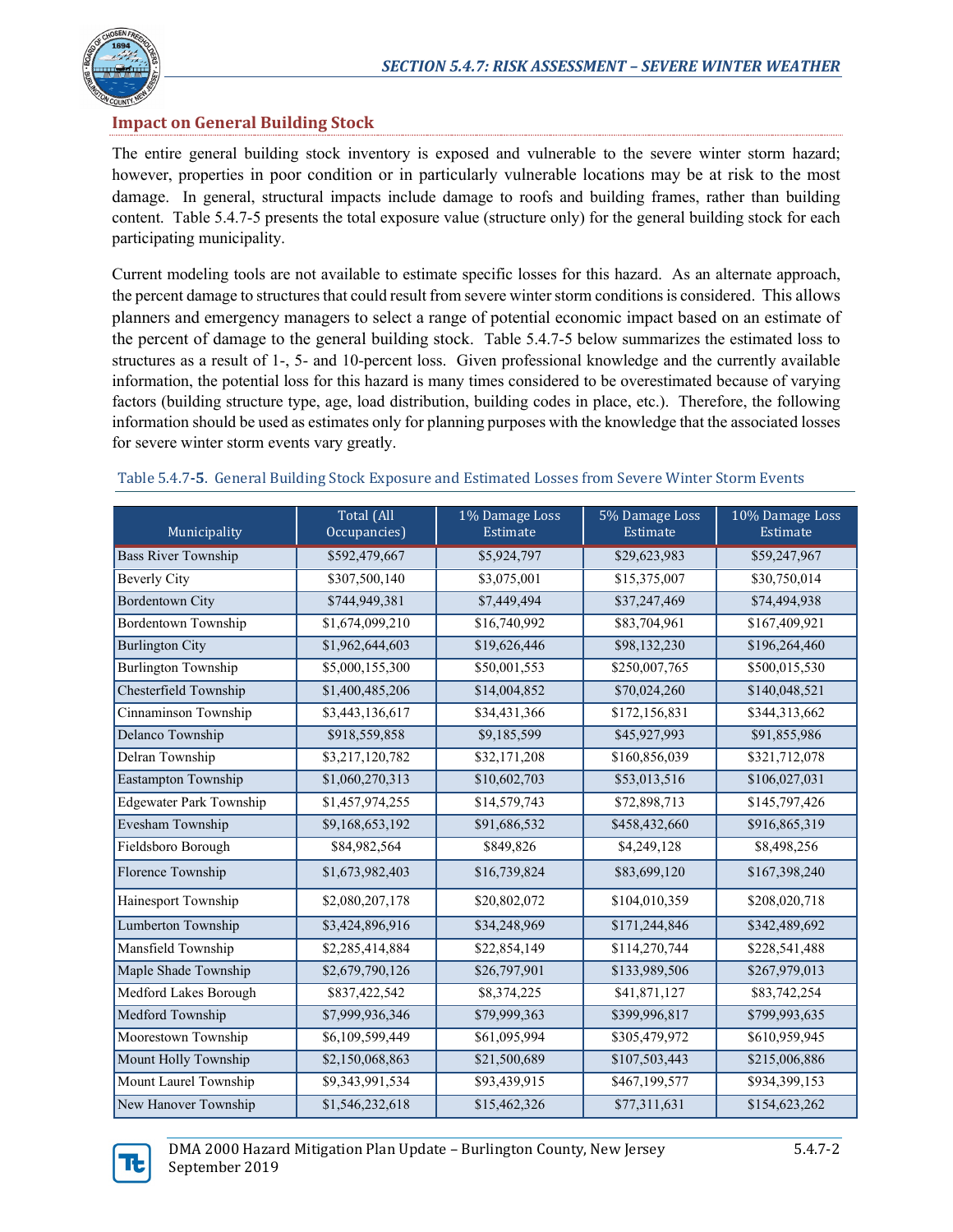## Impact on General Building Stock

The entire general building stock inventory is exposed and vulnerable to the severe winter storm hazard; however, properties in poor condition or in particularly vulnerable locations may be at risk to the most damage. In general, structural impacts include damage to roofs and building frames, rather than building content. Table 5.4.7-5 presents the total exposure value (structure only) for the general building stock for each participating municipality.

Current modeling tools are not available to estimate specific losses for this hazard. As an alternate approach, the percent damage to structures that could result from severe winter storm conditions is considered. This allows planners and emergency managers to select a range of potential economic impact based on an estimate of the percent of damage to the general building stock. Table 5.4.7-5 below summarizes the estimated loss to structures as a result of 1-, 5- and 10-percent loss. Given professional knowledge and the currently available information, the potential loss for this hazard is many times considered to be overestimated because of varying factors (building structure type, age, load distribution, building codes in place, etc.). Therefore, the following information should be used as estimates only for planning purposes with the knowledge that the associated losses for severe winter storm events vary greatly.

Table 5.4.7-**5**. General Building Stock Exposure and Estimated Losses from Severe Winter Storm Events

| Municipality | Total (All Occupancies) | 1% Damage Loss Estimate | 5% Damage Loss Estimate | 10% Damage Loss Estimate |
|---|---|---|---|---|
| Bass River Township | $592,479,667 | $5,924,797 | $29,623,983 | $59,247,967 |
| Beverly City | $307,500,140 | $3,075,001 | $15,375,007 | $30,750,014 |
| Bordentown City | $744,949,381 | $7,449,494 | $37,247,469 | $74,494,938 |
| Bordentown Township | $1,674,099,210 | $16,740,992 | $83,704,961 | $167,409,921 |
| Burlington City | $1,962,644,603 | $19,626,446 | $98,132,230 | $196,264,460 |
| Burlington Township | $5,000,155,300 | $50,001,553 | $250,007,765 | $500,015,530 |
| Chesterfield Township | $1,400,485,206 | $14,004,852 | $70,024,260 | $140,048,521 |
| Cinnaminson Township | $3,443,136,617 | $34,431,366 | $172,156,831 | $344,313,662 |
| Delanco Township | $918,559,858 | $9,185,599 | $45,927,993 | $91,855,986 |
| Delran Township | $3,217,120,782 | $32,171,208 | $160,856,039 | $321,712,078 |
| Eastampton Township | $1,060,270,313 | $10,602,703 | $53,013,516 | $106,027,031 |
| Edgewater Park Township | $1,457,974,255 | $14,579,743 | $72,898,713 | $145,797,426 |
| Evesham Township | $9,168,653,192 | $91,686,532 | $458,432,660 | $916,865,319 |
| Fieldsboro Borough | $84,982,564 | $849,826 | $4,249,128 | $8,498,256 |
| Florence Township | $1,673,982,403 | $16,739,824 | $83,699,120 | $167,398,240 |
| Hainesport Township | $2,080,207,178 | $20,802,072 | $104,010,359 | $208,020,718 |
| Lumberton Township | $3,424,896,916 | $34,248,969 | $171,244,846 | $342,489,692 |
| Mansfield Township | $2,285,414,884 | $22,854,149 | $114,270,744 | $228,541,488 |
| Maple Shade Township | $2,679,790,126 | $26,797,901 | $133,989,506 | $267,979,013 |
| Medford Lakes Borough | $837,422,542 | $8,374,225 | $41,871,127 | $83,742,254 |
| Medford Township | $7,999,936,346 | $79,999,363 | $399,996,817 | $799,993,635 |
| Moorestown Township | $6,109,599,449 | $61,095,994 | $305,479,972 | $610,959,945 |
| Mount Holly Township | $2,150,068,863 | $21,500,689 | $107,503,443 | $215,006,886 |
| Mount Laurel Township | $9,343,991,534 | $93,439,915 | $467,199,577 | $934,399,153 |
| New Hanover Township | $1,546,232,618 | $15,462,326 | $77,311,631 | $154,623,262 |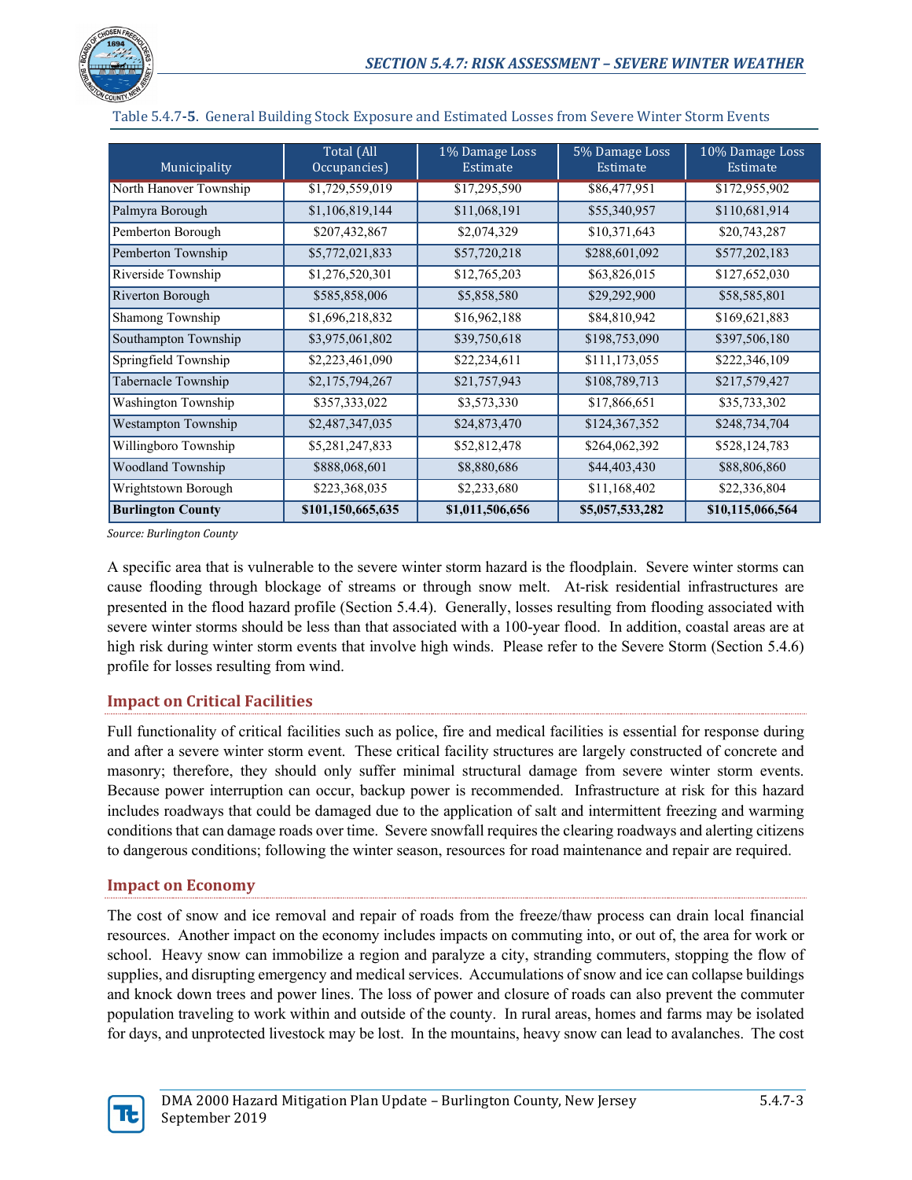Table 5.4.7-**5**. General Building Stock Exposure and Estimated Losses from Severe Winter Storm Events

| Municipality | Total (All Occupancies) | 1% Damage Loss Estimate | 5% Damage Loss Estimate | 10% Damage Loss Estimate |
|---|---|---|---|---|
| North Hanover Township | $1,729,559,019 | $17,295,590 | $86,477,951 | $172,955,902 |
| Palmyra Borough | $1,106,819,144 | $11,068,191 | $55,340,957 | $110,681,914 |
| Pemberton Borough | $207,432,867 | $2,074,329 | $10,371,643 | $20,743,287 |
| Pemberton Township | $5,772,021,833 | $57,720,218 | $288,601,092 | $577,202,183 |
| Riverside Township | $1,276,520,301 | $12,765,203 | $63,826,015 | $127,652,030 |
| Riverton Borough | $585,858,006 | $5,858,580 | $29,292,900 | $58,585,801 |
| Shamong Township | $1,696,218,832 | $16,962,188 | $84,810,942 | $169,621,883 |
| Southampton Township | $3,975,061,802 | $39,750,618 | $198,753,090 | $397,506,180 |
| Springfield Township | $2,223,461,090 | $22,234,611 | $111,173,055 | $222,346,109 |
| Tabernacle Township | $2,175,794,267 | $21,757,943 | $108,789,713 | $217,579,427 |
| Washington Township | $357,333,022 | $3,573,330 | $17,866,651 | $35,733,302 |
| Westampton Township | $2,487,347,035 | $24,873,470 | $124,367,352 | $248,734,704 |
| Willingboro Township | $5,281,247,833 | $52,812,478 | $264,062,392 | $528,124,783 |
| Woodland Township | $888,068,601 | $8,880,686 | $44,403,430 | $88,806,860 |
| Wrightstown Borough | $223,368,035 | $2,233,680 | $11,168,402 | $22,336,804 |
| **Burlington County** | **$101,150,665,635** | **$1,011,506,656** | **$5,057,533,282** | **$10,115,066,564** |

*Source: Burlington County*

A specific area that is vulnerable to the severe winter storm hazard is the floodplain. Severe winter storms can cause flooding through blockage of streams or through snow melt. At-risk residential infrastructures are presented in the flood hazard profile (Section 5.4.4). Generally, losses resulting from flooding associated with severe winter storms should be less than that associated with a 100-year flood. In addition, coastal areas are at high risk during winter storm events that involve high winds. Please refer to the Severe Storm (Section 5.4.6) profile for losses resulting from wind.

## Impact on Critical Facilities

Full functionality of critical facilities such as police, fire and medical facilities is essential for response during and after a severe winter storm event. These critical facility structures are largely constructed of concrete and masonry; therefore, they should only suffer minimal structural damage from severe winter storm events. Because power interruption can occur, backup power is recommended. Infrastructure at risk for this hazard includes roadways that could be damaged due to the application of salt and intermittent freezing and warming conditions that can damage roads over time. Severe snowfall requires the clearing roadways and alerting citizens to dangerous conditions; following the winter season, resources for road maintenance and repair are required.

## Impact on Economy

The cost of snow and ice removal and repair of roads from the freeze/thaw process can drain local financial resources. Another impact on the economy includes impacts on commuting into, or out of, the area for work or school. Heavy snow can immobilize a region and paralyze a city, stranding commuters, stopping the flow of supplies, and disrupting emergency and medical services. Accumulations of snow and ice can collapse buildings and knock down trees and power lines. The loss of power and closure of roads can also prevent the commuter population traveling to work within and outside of the county. In rural areas, homes and farms may be isolated for days, and unprotected livestock may be lost. In the mountains, heavy snow can lead to avalanches. The cost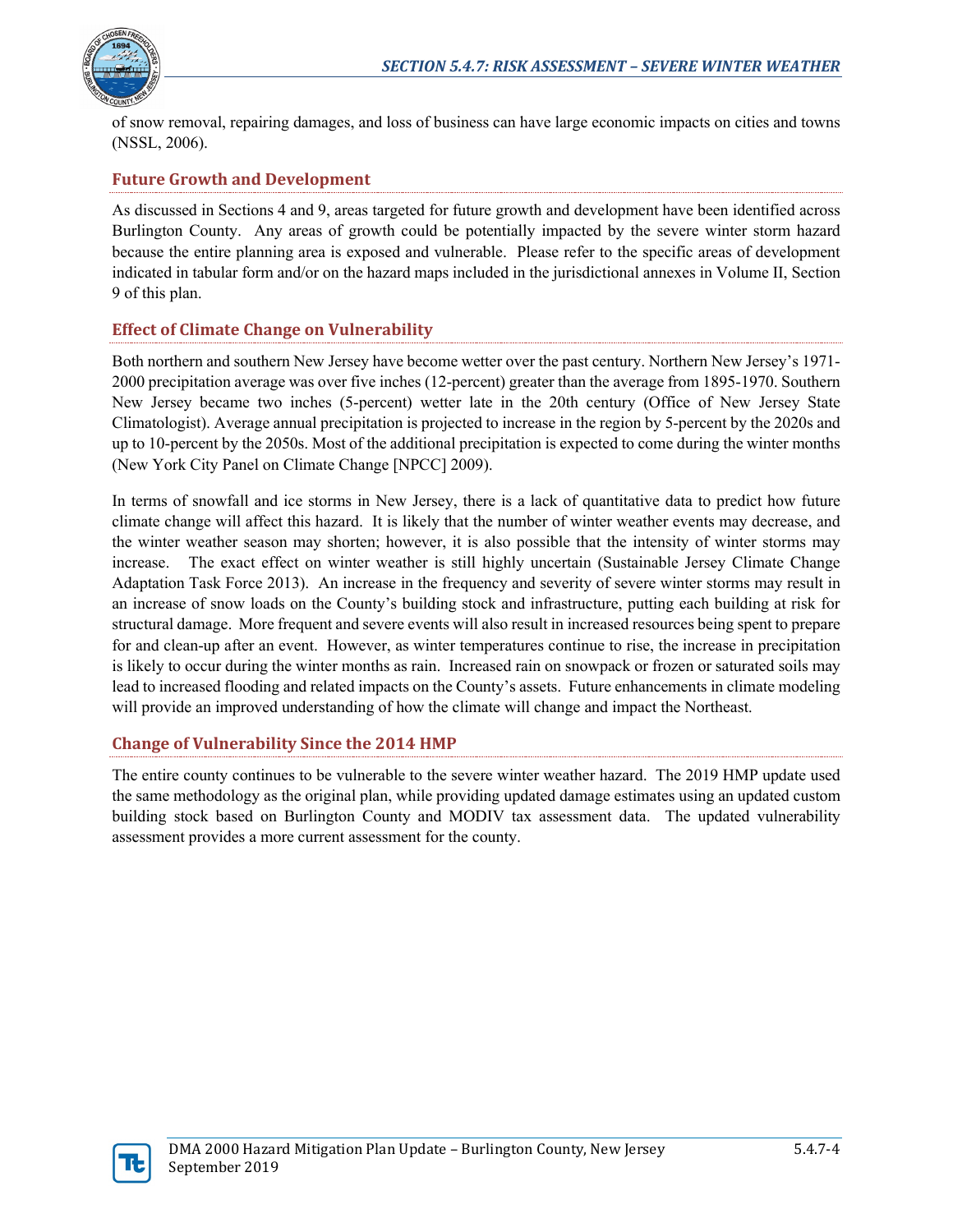of snow removal, repairing damages, and loss of business can have large economic impacts on cities and towns (NSSL, 2006).

### Future Growth and Development

As discussed in Sections 4 and 9, areas targeted for future growth and development have been identified across Burlington County. Any areas of growth could be potentially impacted by the severe winter storm hazard because the entire planning area is exposed and vulnerable. Please refer to the specific areas of development indicated in tabular form and/or on the hazard maps included in the jurisdictional annexes in Volume II, Section 9 of this plan.

### Effect of Climate Change on Vulnerability

Both northern and southern New Jersey have become wetter over the past century. Northern New Jersey's 1971-2000 precipitation average was over five inches (12-percent) greater than the average from 1895-1970. Southern New Jersey became two inches (5-percent) wetter late in the 20th century (Office of New Jersey State Climatologist). Average annual precipitation is projected to increase in the region by 5-percent by the 2020s and up to 10-percent by the 2050s. Most of the additional precipitation is expected to come during the winter months (New York City Panel on Climate Change [NPCC] 2009).

In terms of snowfall and ice storms in New Jersey, there is a lack of quantitative data to predict how future climate change will affect this hazard. It is likely that the number of winter weather events may decrease, and the winter weather season may shorten; however, it is also possible that the intensity of winter storms may increase. The exact effect on winter weather is still highly uncertain (Sustainable Jersey Climate Change Adaptation Task Force 2013). An increase in the frequency and severity of severe winter storms may result in an increase of snow loads on the County's building stock and infrastructure, putting each building at risk for structural damage. More frequent and severe events will also result in increased resources being spent to prepare for and clean-up after an event. However, as winter temperatures continue to rise, the increase in precipitation is likely to occur during the winter months as rain. Increased rain on snowpack or frozen or saturated soils may lead to increased flooding and related impacts on the County's assets. Future enhancements in climate modeling will provide an improved understanding of how the climate will change and impact the Northeast.

### Change of Vulnerability Since the 2014 HMP

The entire county continues to be vulnerable to the severe winter weather hazard. The 2019 HMP update used the same methodology as the original plan, while providing updated damage estimates using an updated custom building stock based on Burlington County and MODIV tax assessment data. The updated vulnerability assessment provides a more current assessment for the county.